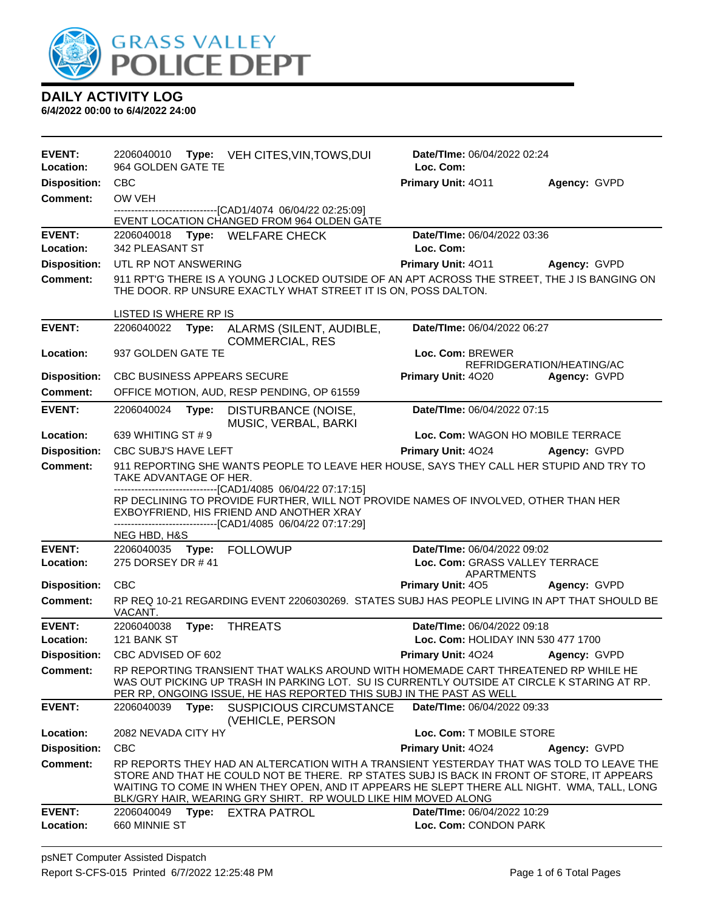GRASS VALLEY POLICE DEPT

## DAILY ACTIVITY LOG

**6/4/2022 00:00 to 6/4/2022 24:00**

**EVENT:** 2206040010 **Type:** VEH CITES,VIN,TOWS,DUI **Date/TIme:** 06/04/2022 02:24
**Location:** 964 GOLDEN GATE TE **Loc. Com:**
**Disposition:** CBC **Primary Unit:** 4O11 **Agency:** GVPD
**Comment:** OW VEH
------------------------------[CAD1/4074 06/04/22 02:25:09]
EVENT LOCATION CHANGED FROM 964 OLDEN GATE

---

**EVENT:** 2206040018 **Type:** WELFARE CHECK **Date/TIme:** 06/04/2022 03:36
**Location:** 342 PLEASANT ST **Loc. Com:**
**Disposition:** UTL RP NOT ANSWERING **Primary Unit:** 4O11 **Agency:** GVPD
**Comment:** 911 RPT'G THERE IS A YOUNG J LOCKED OUTSIDE OF AN APT ACROSS THE STREET, THE J IS BANGING ON THE DOOR. RP UNSURE EXACTLY WHAT STREET IT IS ON, POSS DALTON.

LISTED IS WHERE RP IS

---

**EVENT:** 2206040022 **Type:** ALARMS (SILENT, AUDIBLE, COMMERCIAL, RES **Date/TIme:** 06/04/2022 06:27
**Location:** 937 GOLDEN GATE TE **Loc. Com:** BREWER REFRIDGERATION/HEATING/AC
**Disposition:** CBC BUSINESS APPEARS SECURE **Primary Unit:** 4O20 **Agency:** GVPD
**Comment:** OFFICE MOTION, AUD, RESP PENDING, OP 61559

---

**EVENT:** 2206040024 **Type:** DISTURBANCE (NOISE, MUSIC, VERBAL, BARKI **Date/TIme:** 06/04/2022 07:15
**Location:** 639 WHITING ST # 9 **Loc. Com:** WAGON HO MOBILE TERRACE
**Disposition:** CBC SUBJ'S HAVE LEFT **Primary Unit:** 4O24 **Agency:** GVPD
**Comment:** 911 REPORTING SHE WANTS PEOPLE TO LEAVE HER HOUSE, SAYS THEY CALL HER STUPID AND TRY TO TAKE ADVANTAGE OF HER.
------------------------------[CAD1/4085 06/04/22 07:17:15]
RP DECLINING TO PROVIDE FURTHER, WILL NOT PROVIDE NAMES OF INVOLVED, OTHER THAN HER EXBOYFRIEND, HIS FRIEND AND ANOTHER XRAY
------------------------------[CAD1/4085 06/04/22 07:17:29]
NEG HBD, H&S

---

**EVENT:** 2206040035 **Type:** FOLLOWUP **Date/TIme:** 06/04/2022 09:02
**Location:** 275 DORSEY DR # 41 **Loc. Com:** GRASS VALLEY TERRACE APARTMENTS
**Disposition:** CBC **Primary Unit:** 4O5 **Agency:** GVPD
**Comment:** RP REQ 10-21 REGARDING EVENT 2206030269. STATES SUBJ HAS PEOPLE LIVING IN APT THAT SHOULD BE VACANT.

---

**EVENT:** 2206040038 **Type:** THREATS **Date/TIme:** 06/04/2022 09:18
**Location:** 121 BANK ST **Loc. Com:** HOLIDAY INN 530 477 1700
**Disposition:** CBC ADVISED OF 602 **Primary Unit:** 4O24 **Agency:** GVPD
**Comment:** RP REPORTING TRANSIENT THAT WALKS AROUND WITH HOMEMADE CART THREATENED RP WHILE HE WAS OUT PICKING UP TRASH IN PARKING LOT. SU IS CURRENTLY OUTSIDE AT CIRCLE K STARING AT RP. PER RP, ONGOING ISSUE, HE HAS REPORTED THIS SUBJ IN THE PAST AS WELL

---

**EVENT:** 2206040039 **Type:** SUSPICIOUS CIRCUMSTANCE (VEHICLE, PERSON **Date/TIme:** 06/04/2022 09:33
**Location:** 2082 NEVADA CITY HY **Loc. Com:** T MOBILE STORE
**Disposition:** CBC **Primary Unit:** 4O24 **Agency:** GVPD
**Comment:** RP REPORTS THEY HAD AN ALTERCATION WITH A TRANSIENT YESTERDAY THAT WAS TOLD TO LEAVE THE STORE AND THAT HE COULD NOT BE THERE. RP STATES SUBJ IS BACK IN FRONT OF STORE, IT APPEARS WAITING TO COME IN WHEN THEY OPEN, AND IT APPEARS HE SLEPT THERE ALL NIGHT. WMA, TALL, LONG BLK/GRY HAIR, WEARING GRY SHIRT. RP WOULD LIKE HIM MOVED ALONG

---

**EVENT:** 2206040049 **Type:** EXTRA PATROL **Date/TIme:** 06/04/2022 10:29
**Location:** 660 MINNIE ST **Loc. Com:** CONDON PARK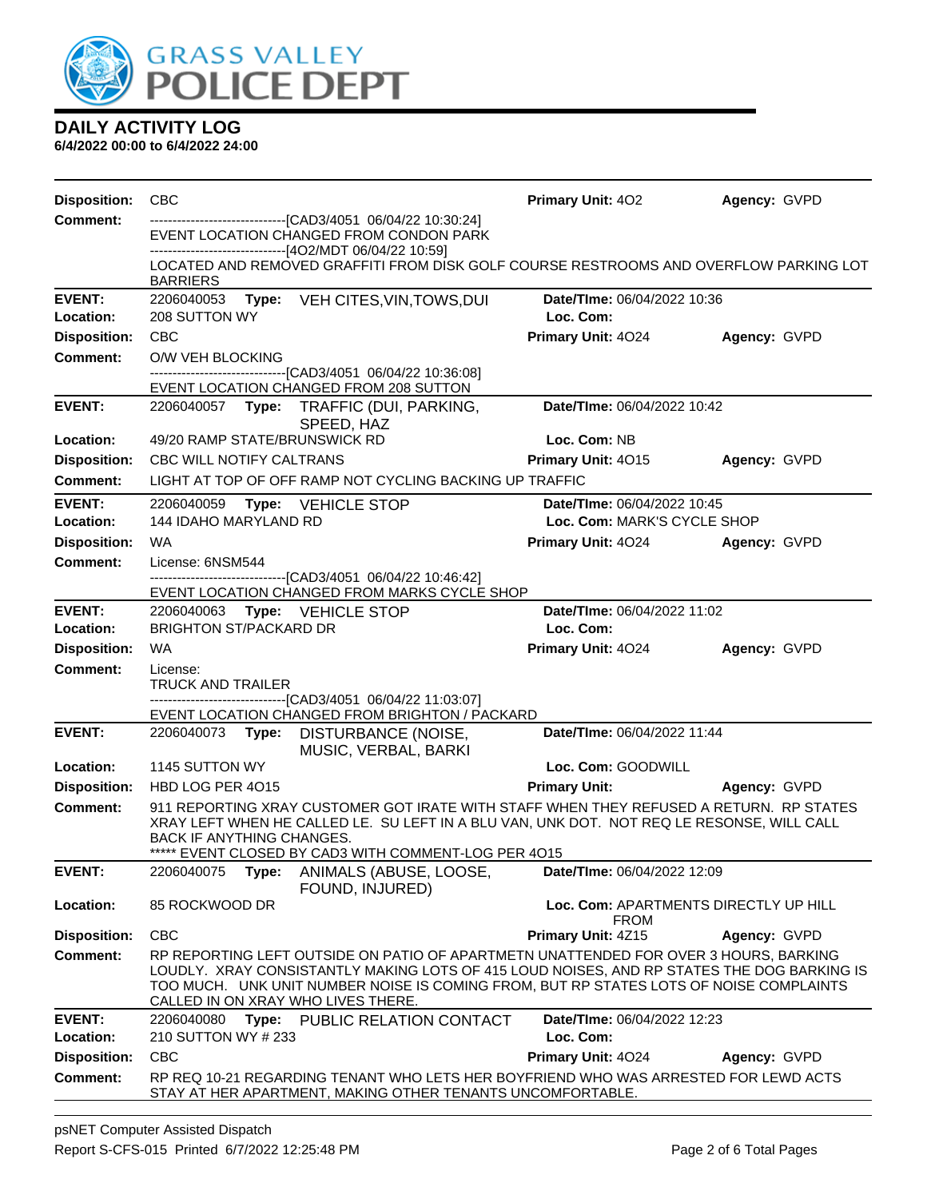# DAILY ACTIVITY LOG

**6/4/2022 00:00 to 6/4/2022 24:00**

**Disposition:** CBC **Primary Unit:** 4O2 **Agency:** GVPD

**Comment:**
------------------------------[CAD3/4051 06/04/22 10:30:24]
EVENT LOCATION CHANGED FROM CONDON PARK
------------------------------[4O2/MDT 06/04/22 10:59]
LOCATED AND REMOVED GRAFFITI FROM DISK GOLF COURSE RESTROOMS AND OVERFLOW PARKING LOT BARRIERS

---

**EVENT:** 2206040053 **Type:** VEH CITES,VIN,TOWS,DUI **Date/TIme:** 06/04/2022 10:36
**Location:** 208 SUTTON WY **Loc. Com:**
**Disposition:** CBC **Primary Unit:** 4O24 **Agency:** GVPD
**Comment:** O/W VEH BLOCKING
------------------------------[CAD3/4051 06/04/22 10:36:08]
EVENT LOCATION CHANGED FROM 208 SUTTON

---

**EVENT:** 2206040057 **Type:** TRAFFIC (DUI, PARKING, SPEED, HAZ **Date/TIme:** 06/04/2022 10:42
**Location:** 49/20 RAMP STATE/BRUNSWICK RD **Loc. Com:** NB
**Disposition:** CBC WILL NOTIFY CALTRANS **Primary Unit:** 4O15 **Agency:** GVPD
**Comment:** LIGHT AT TOP OF OFF RAMP NOT CYCLING BACKING UP TRAFFIC

---

**EVENT:** 2206040059 **Type:** VEHICLE STOP **Date/TIme:** 06/04/2022 10:45
**Location:** 144 IDAHO MARYLAND RD **Loc. Com:** MARK'S CYCLE SHOP
**Disposition:** WA **Primary Unit:** 4O24 **Agency:** GVPD
**Comment:** License: 6NSM544
------------------------------[CAD3/4051 06/04/22 10:46:42]
EVENT LOCATION CHANGED FROM MARKS CYCLE SHOP

---

**EVENT:** 2206040063 **Type:** VEHICLE STOP **Date/TIme:** 06/04/2022 11:02
**Location:** BRIGHTON ST/PACKARD DR **Loc. Com:**
**Disposition:** WA **Primary Unit:** 4O24 **Agency:** GVPD
**Comment:** License:
TRUCK AND TRAILER
------------------------------[CAD3/4051 06/04/22 11:03:07]
EVENT LOCATION CHANGED FROM BRIGHTON / PACKARD

---

**EVENT:** 2206040073 **Type:** DISTURBANCE (NOISE, MUSIC, VERBAL, BARKI **Date/TIme:** 06/04/2022 11:44
**Location:** 1145 SUTTON WY **Loc. Com:** GOODWILL
**Disposition:** HBD LOG PER 4O15 **Primary Unit:** **Agency:** GVPD
**Comment:** 911 REPORTING XRAY CUSTOMER GOT IRATE WITH STAFF WHEN THEY REFUSED A RETURN. RP STATES XRAY LEFT WHEN HE CALLED LE. SU LEFT IN A BLU VAN, UNK DOT. NOT REQ LE RESONSE, WILL CALL BACK IF ANYTHING CHANGES.
***** EVENT CLOSED BY CAD3 WITH COMMENT-LOG PER 4O15

---

**EVENT:** 2206040075 **Type:** ANIMALS (ABUSE, LOOSE, FOUND, INJURED) **Date/TIme:** 06/04/2022 12:09
**Location:** 85 ROCKWOOD DR **Loc. Com:** APARTMENTS DIRECTLY UP HILL FROM
**Disposition:** CBC **Primary Unit:** 4Z15 **Agency:** GVPD
**Comment:** RP REPORTING LEFT OUTSIDE ON PATIO OF APARTMETN UNATTENDED FOR OVER 3 HOURS, BARKING LOUDLY. XRAY CONSISTANTLY MAKING LOTS OF 415 LOUD NOISES, AND RP STATES THE DOG BARKING IS TOO MUCH. UNK UNIT NUMBER NOISE IS COMING FROM, BUT RP STATES LOTS OF NOISE COMPLAINTS CALLED IN ON XRAY WHO LIVES THERE.

---

**EVENT:** 2206040080 **Type:** PUBLIC RELATION CONTACT **Date/TIme:** 06/04/2022 12:23
**Location:** 210 SUTTON WY # 233 **Loc. Com:**
**Disposition:** CBC **Primary Unit:** 4O24 **Agency:** GVPD
**Comment:** RP REQ 10-21 REGARDING TENANT WHO LETS HER BOYFRIEND WHO WAS ARRESTED FOR LEWD ACTS STAY AT HER APARTMENT, MAKING OTHER TENANTS UNCOMFORTABLE.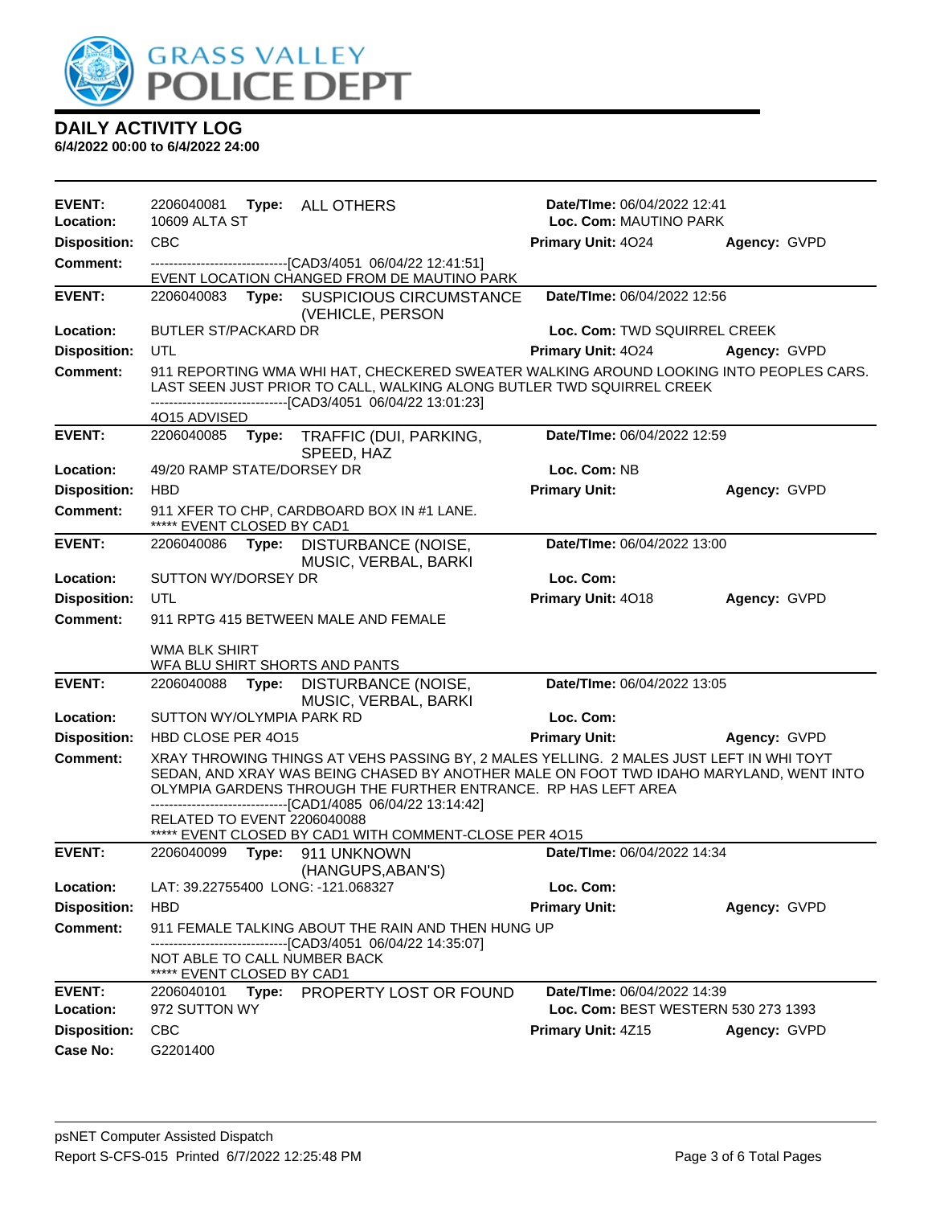# DAILY ACTIVITY LOG

**6/4/2022 00:00 to 6/4/2022 24:00**

---

**EVENT:** 2206040081 **Type:** ALL OTHERS **Date/TIme:** 06/04/2022 12:41
**Location:** 10609 ALTA ST **Loc. Com:** MAUTINO PARK
**Disposition:** CBC **Primary Unit:** 4O24 **Agency:** GVPD
**Comment:** ------------------------------[CAD3/4051 06/04/22 12:41:51]
EVENT LOCATION CHANGED FROM DE MAUTINO PARK

---

**EVENT:** 2206040083 **Type:** SUSPICIOUS CIRCUMSTANCE (VEHICLE, PERSON **Date/TIme:** 06/04/2022 12:56
**Location:** BUTLER ST/PACKARD DR **Loc. Com:** TWD SQUIRREL CREEK
**Disposition:** UTL **Primary Unit:** 4O24 **Agency:** GVPD
**Comment:** 911 REPORTING WMA WHI HAT, CHECKERED SWEATER WALKING AROUND LOOKING INTO PEOPLES CARS. LAST SEEN JUST PRIOR TO CALL, WALKING ALONG BUTLER TWD SQUIRREL CREEK
------------------------------[CAD3/4051 06/04/22 13:01:23]
4O15 ADVISED

---

**EVENT:** 2206040085 **Type:** TRAFFIC (DUI, PARKING, SPEED, HAZ **Date/TIme:** 06/04/2022 12:59
**Location:** 49/20 RAMP STATE/DORSEY DR **Loc. Com:** NB
**Disposition:** HBD **Primary Unit:** **Agency:** GVPD
**Comment:** 911 XFER TO CHP, CARDBOARD BOX IN #1 LANE.
***** EVENT CLOSED BY CAD1

---

**EVENT:** 2206040086 **Type:** DISTURBANCE (NOISE, MUSIC, VERBAL, BARKI **Date/TIme:** 06/04/2022 13:00
**Location:** SUTTON WY/DORSEY DR **Loc. Com:**
**Disposition:** UTL **Primary Unit:** 4O18 **Agency:** GVPD
**Comment:** 911 RPTG 415 BETWEEN MALE AND FEMALE

WMA BLK SHIRT
WFA BLU SHIRT SHORTS AND PANTS

---

**EVENT:** 2206040088 **Type:** DISTURBANCE (NOISE, MUSIC, VERBAL, BARKI **Date/TIme:** 06/04/2022 13:05
**Location:** SUTTON WY/OLYMPIA PARK RD **Loc. Com:**
**Disposition:** HBD CLOSE PER 4O15 **Primary Unit:** **Agency:** GVPD
**Comment:** XRAY THROWING THINGS AT VEHS PASSING BY, 2 MALES YELLING. 2 MALES JUST LEFT IN WHI TOYT SEDAN, AND XRAY WAS BEING CHASED BY ANOTHER MALE ON FOOT TWD IDAHO MARYLAND, WENT INTO OLYMPIA GARDENS THROUGH THE FURTHER ENTRANCE. RP HAS LEFT AREA
------------------------------[CAD1/4085 06/04/22 13:14:42]
RELATED TO EVENT 2206040088
***** EVENT CLOSED BY CAD1 WITH COMMENT-CLOSE PER 4O15

---

**EVENT:** 2206040099 **Type:** 911 UNKNOWN (HANGUPS,ABAN'S) **Date/TIme:** 06/04/2022 14:34
**Location:** LAT: 39.22755400 LONG: -121.068327 **Loc. Com:**
**Disposition:** HBD **Primary Unit:** **Agency:** GVPD
**Comment:** 911 FEMALE TALKING ABOUT THE RAIN AND THEN HUNG UP
------------------------------[CAD3/4051 06/04/22 14:35:07]
NOT ABLE TO CALL NUMBER BACK
***** EVENT CLOSED BY CAD1

---

**EVENT:** 2206040101 **Type:** PROPERTY LOST OR FOUND **Date/TIme:** 06/04/2022 14:39
**Location:** 972 SUTTON WY **Loc. Com:** BEST WESTERN 530 273 1393
**Disposition:** CBC **Primary Unit:** 4Z15 **Agency:** GVPD
**Case No:** G2201400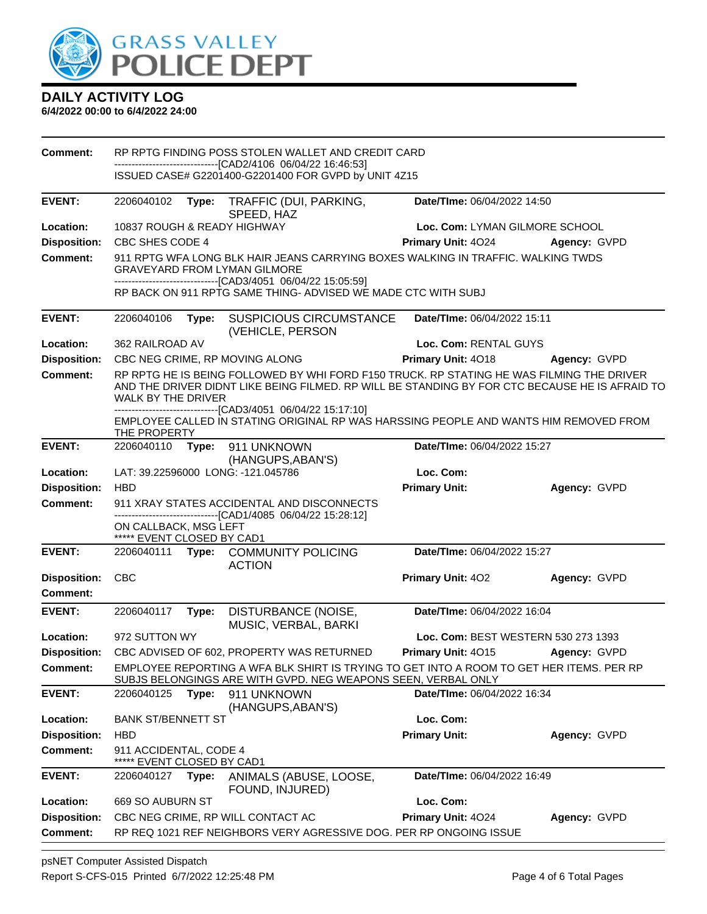# DAILY ACTIVITY LOG

**6/4/2022 00:00 to 6/4/2022 24:00**

| | | | |
|---|---|---|---|
| **Comment:** | RP RPTG FINDING POSS STOLEN WALLET AND CREDIT CARD<br>------------------------------[CAD2/4106 06/04/22 16:46:53]<br>ISSUED CASE# G2201400-G2201400 FOR GVPD by UNIT 4Z15 | | |

| | | | |
|---|---|---|---|
| **EVENT:** | 2206040102 **Type:** TRAFFIC (DUI, PARKING, SPEED, HAZ | **Date/TIme:** 06/04/2022 14:50 | |
| **Location:** | 10837 ROUGH & READY HIGHWAY | **Loc. Com:** LYMAN GILMORE SCHOOL | |
| **Disposition:** | CBC SHES CODE 4 | **Primary Unit:** 4O24 | **Agency:** GVPD |
| **Comment:** | 911 RPTG WFA LONG BLK HAIR JEANS CARRYING BOXES WALKING IN TRAFFIC. WALKING TWDS GRAVEYARD FROM LYMAN GILMORE<br>------------------------------[CAD3/4051 06/04/22 15:05:59]<br>RP BACK ON 911 RPTG SAME THING- ADVISED WE MADE CTC WITH SUBJ | | |

| | | | |
|---|---|---|---|
| **EVENT:** | 2206040106 **Type:** SUSPICIOUS CIRCUMSTANCE (VEHICLE, PERSON | **Date/TIme:** 06/04/2022 15:11 | |
| **Location:** | 362 RAILROAD AV | **Loc. Com:** RENTAL GUYS | |
| **Disposition:** | CBC NEG CRIME, RP MOVING ALONG | **Primary Unit:** 4O18 | **Agency:** GVPD |
| **Comment:** | RP RPTG HE IS BEING FOLLOWED BY WHI FORD F150 TRUCK. RP STATING HE WAS FILMING THE DRIVER AND THE DRIVER DIDNT LIKE BEING FILMED. RP WILL BE STANDING BY FOR CTC BECAUSE HE IS AFRAID TO WALK BY THE DRIVER<br>------------------------------[CAD3/4051 06/04/22 15:17:10]<br>EMPLOYEE CALLED IN STATING ORIGINAL RP WAS HARSSING PEOPLE AND WANTS HIM REMOVED FROM THE PROPERTY | | |

| | | | |
|---|---|---|---|
| **EVENT:** | 2206040110 **Type:** 911 UNKNOWN (HANGUPS,ABAN'S) | **Date/TIme:** 06/04/2022 15:27 | |
| **Location:** | LAT: 39.22596000 LONG: -121.045786 | **Loc. Com:** | |
| **Disposition:** | HBD | **Primary Unit:** | **Agency:** GVPD |
| **Comment:** | 911 XRAY STATES ACCIDENTAL AND DISCONNECTS<br>------------------------------[CAD1/4085 06/04/22 15:28:12]<br>ON CALLBACK, MSG LEFT<br>***** EVENT CLOSED BY CAD1 | | |

| | | | |
|---|---|---|---|
| **EVENT:** | 2206040111 **Type:** COMMUNITY POLICING ACTION | **Date/TIme:** 06/04/2022 15:27 | |
| **Disposition:** | CBC | **Primary Unit:** 4O2 | **Agency:** GVPD |
| **Comment:** | | | |

| | | | |
|---|---|---|---|
| **EVENT:** | 2206040117 **Type:** DISTURBANCE (NOISE, MUSIC, VERBAL, BARKI | **Date/TIme:** 06/04/2022 16:04 | |
| **Location:** | 972 SUTTON WY | **Loc. Com:** BEST WESTERN 530 273 1393 | |
| **Disposition:** | CBC ADVISED OF 602, PROPERTY WAS RETURNED | **Primary Unit:** 4O15 | **Agency:** GVPD |
| **Comment:** | EMPLOYEE REPORTING A WFA BLK SHIRT IS TRYING TO GET INTO A ROOM TO GET HER ITEMS. PER RP SUBJS BELONGINGS ARE WITH GVPD. NEG WEAPONS SEEN, VERBAL ONLY | | |

| | | | |
|---|---|---|---|
| **EVENT:** | 2206040125 **Type:** 911 UNKNOWN (HANGUPS,ABAN'S) | **Date/TIme:** 06/04/2022 16:34 | |
| **Location:** | BANK ST/BENNETT ST | **Loc. Com:** | |
| **Disposition:** | HBD | **Primary Unit:** | **Agency:** GVPD |
| **Comment:** | 911 ACCIDENTAL, CODE 4<br>***** EVENT CLOSED BY CAD1 | | |

| | | | |
|---|---|---|---|
| **EVENT:** | 2206040127 **Type:** ANIMALS (ABUSE, LOOSE, FOUND, INJURED) | **Date/TIme:** 06/04/2022 16:49 | |
| **Location:** | 669 SO AUBURN ST | **Loc. Com:** | |
| **Disposition:** | CBC NEG CRIME, RP WILL CONTACT AC | **Primary Unit:** 4O24 | **Agency:** GVPD |
| **Comment:** | RP REQ 1021 REF NEIGHBORS VERY AGRESSIVE DOG. PER RP ONGOING ISSUE | | |

psNET Computer Assisted Dispatch
Report S-CFS-015 Printed 6/7/2022 12:25:48 PM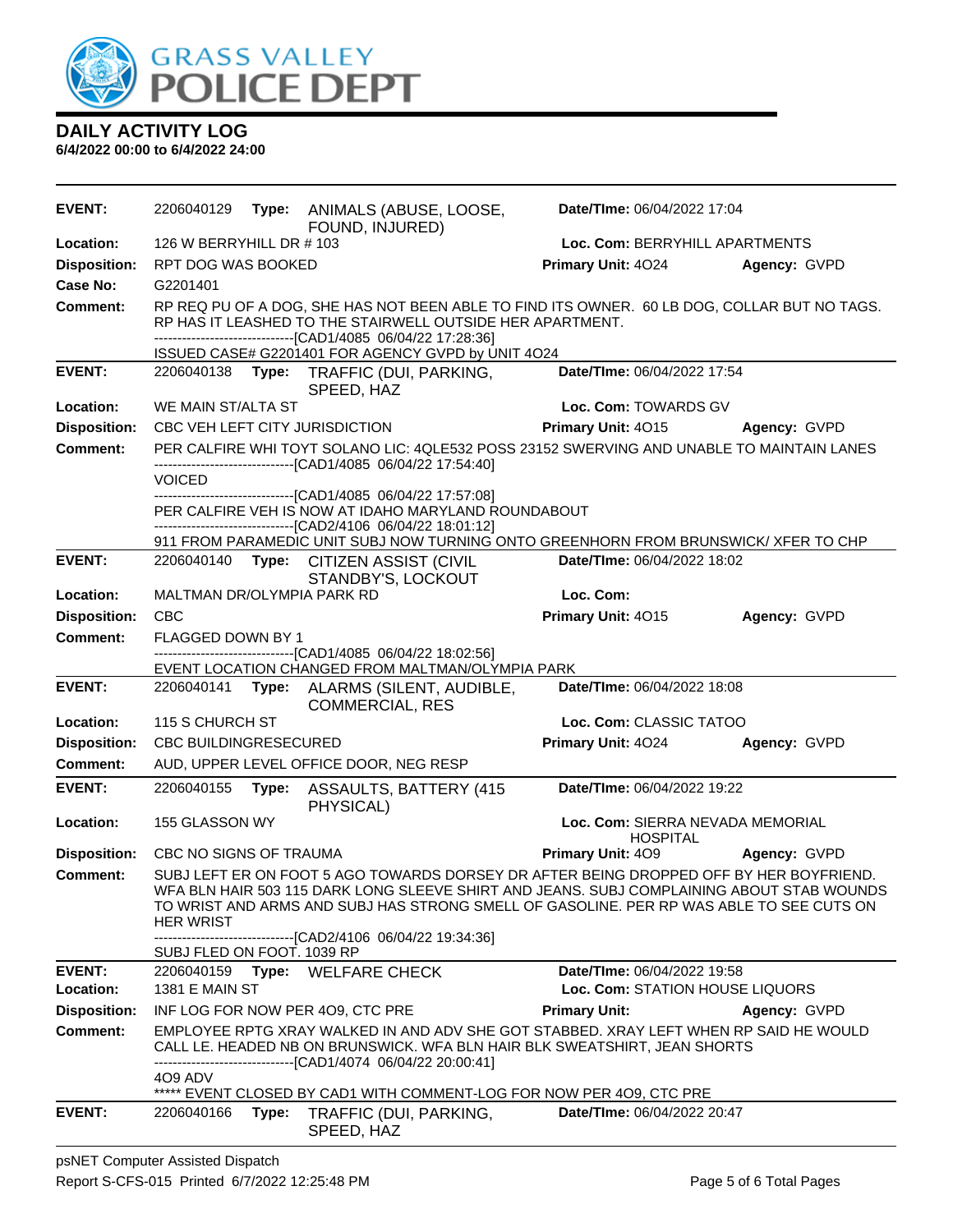**GRASS VALLEY POLICE DEPT**

## DAILY ACTIVITY LOG

**6/4/2022 00:00 to 6/4/2022 24:00**

| | | | |
|---|---|---|---|
| **EVENT:** | 2206040129 **Type:** ANIMALS (ABUSE, LOOSE, FOUND, INJURED) | **Date/TIme:** 06/04/2022 17:04 | |
| **Location:** | 126 W BERRYHILL DR # 103 | **Loc. Com:** BERRYHILL APARTMENTS | |
| **Disposition:** | RPT DOG WAS BOOKED | **Primary Unit:** 4O24 | **Agency:** GVPD |
| **Case No:** | G2201401 | | |
| **Comment:** | RP REQ PU OF A DOG, SHE HAS NOT BEEN ABLE TO FIND ITS OWNER. 60 LB DOG, COLLAR BUT NO TAGS. RP HAS IT LEASHED TO THE STAIRWELL OUTSIDE HER APARTMENT.<br>------------------------------[CAD1/4085 06/04/22 17:28:36]<br>ISSUED CASE# G2201401 FOR AGENCY GVPD by UNIT 4O24 | | |

| | | | |
|---|---|---|---|
| **EVENT:** | 2206040138 **Type:** TRAFFIC (DUI, PARKING, SPEED, HAZ | **Date/TIme:** 06/04/2022 17:54 | |
| **Location:** | WE MAIN ST/ALTA ST | **Loc. Com:** TOWARDS GV | |
| **Disposition:** | CBC VEH LEFT CITY JURISDICTION | **Primary Unit:** 4O15 | **Agency:** GVPD |
| **Comment:** | PER CALFIRE WHI TOYT SOLANO LIC: 4QLE532 POSS 23152 SWERVING AND UNABLE TO MAINTAIN LANES<br>------------------------------[CAD1/4085 06/04/22 17:54:40]<br>VOICED<br>------------------------------[CAD1/4085 06/04/22 17:57:08]<br>PER CALFIRE VEH IS NOW AT IDAHO MARYLAND ROUNDABOUT<br>------------------------------[CAD2/4106 06/04/22 18:01:12]<br>911 FROM PARAMEDIC UNIT SUBJ NOW TURNING ONTO GREENHORN FROM BRUNSWICK/ XFER TO CHP | | |

| | | | |
|---|---|---|---|
| **EVENT:** | 2206040140 **Type:** CITIZEN ASSIST (CIVIL STANDBY'S, LOCKOUT | **Date/TIme:** 06/04/2022 18:02 | |
| **Location:** | MALTMAN DR/OLYMPIA PARK RD | **Loc. Com:** | |
| **Disposition:** | CBC | **Primary Unit:** 4O15 | **Agency:** GVPD |
| **Comment:** | FLAGGED DOWN BY 1<br>------------------------------[CAD1/4085 06/04/22 18:02:56]<br>EVENT LOCATION CHANGED FROM MALTMAN/OLYMPIA PARK | | |

| | | | |
|---|---|---|---|
| **EVENT:** | 2206040141 **Type:** ALARMS (SILENT, AUDIBLE, COMMERCIAL, RES | **Date/TIme:** 06/04/2022 18:08 | |
| **Location:** | 115 S CHURCH ST | **Loc. Com:** CLASSIC TATOO | |
| **Disposition:** | CBC BUILDINGRESECURED | **Primary Unit:** 4O24 | **Agency:** GVPD |
| **Comment:** | AUD, UPPER LEVEL OFFICE DOOR, NEG RESP | | |

| | | | |
|---|---|---|---|
| **EVENT:** | 2206040155 **Type:** ASSAULTS, BATTERY (415 PHYSICAL) | **Date/TIme:** 06/04/2022 19:22 | |
| **Location:** | 155 GLASSON WY | **Loc. Com:** SIERRA NEVADA MEMORIAL HOSPITAL | |
| **Disposition:** | CBC NO SIGNS OF TRAUMA | **Primary Unit:** 4O9 | **Agency:** GVPD |
| **Comment:** | SUBJ LEFT ER ON FOOT 5 AGO TOWARDS DORSEY DR AFTER BEING DROPPED OFF BY HER BOYFRIEND. WFA BLN HAIR 503 115 DARK LONG SLEEVE SHIRT AND JEANS. SUBJ COMPLAINING ABOUT STAB WOUNDS TO WRIST AND ARMS AND SUBJ HAS STRONG SMELL OF GASOLINE. PER RP WAS ABLE TO SEE CUTS ON HER WRIST<br>------------------------------[CAD2/4106 06/04/22 19:34:36]<br>SUBJ FLED ON FOOT. 1039 RP | | |

| | | | |
|---|---|---|---|
| **EVENT:** | 2206040159 **Type:** WELFARE CHECK | **Date/TIme:** 06/04/2022 19:58 | |
| **Location:** | 1381 E MAIN ST | **Loc. Com:** STATION HOUSE LIQUORS | |
| **Disposition:** | INF LOG FOR NOW PER 4O9, CTC PRE | **Primary Unit:** | **Agency:** GVPD |
| **Comment:** | EMPLOYEE RPTG XRAY WALKED IN AND ADV SHE GOT STABBED. XRAY LEFT WHEN RP SAID HE WOULD CALL LE. HEADED NB ON BRUNSWICK. WFA BLN HAIR BLK SWEATSHIRT, JEAN SHORTS<br>------------------------------[CAD1/4074 06/04/22 20:00:41]<br>4O9 ADV<br>***** EVENT CLOSED BY CAD1 WITH COMMENT-LOG FOR NOW PER 4O9, CTC PRE | | |

| | | | |
|---|---|---|---|
| **EVENT:** | 2206040166 **Type:** TRAFFIC (DUI, PARKING, SPEED, HAZ | **Date/TIme:** 06/04/2022 20:47 | |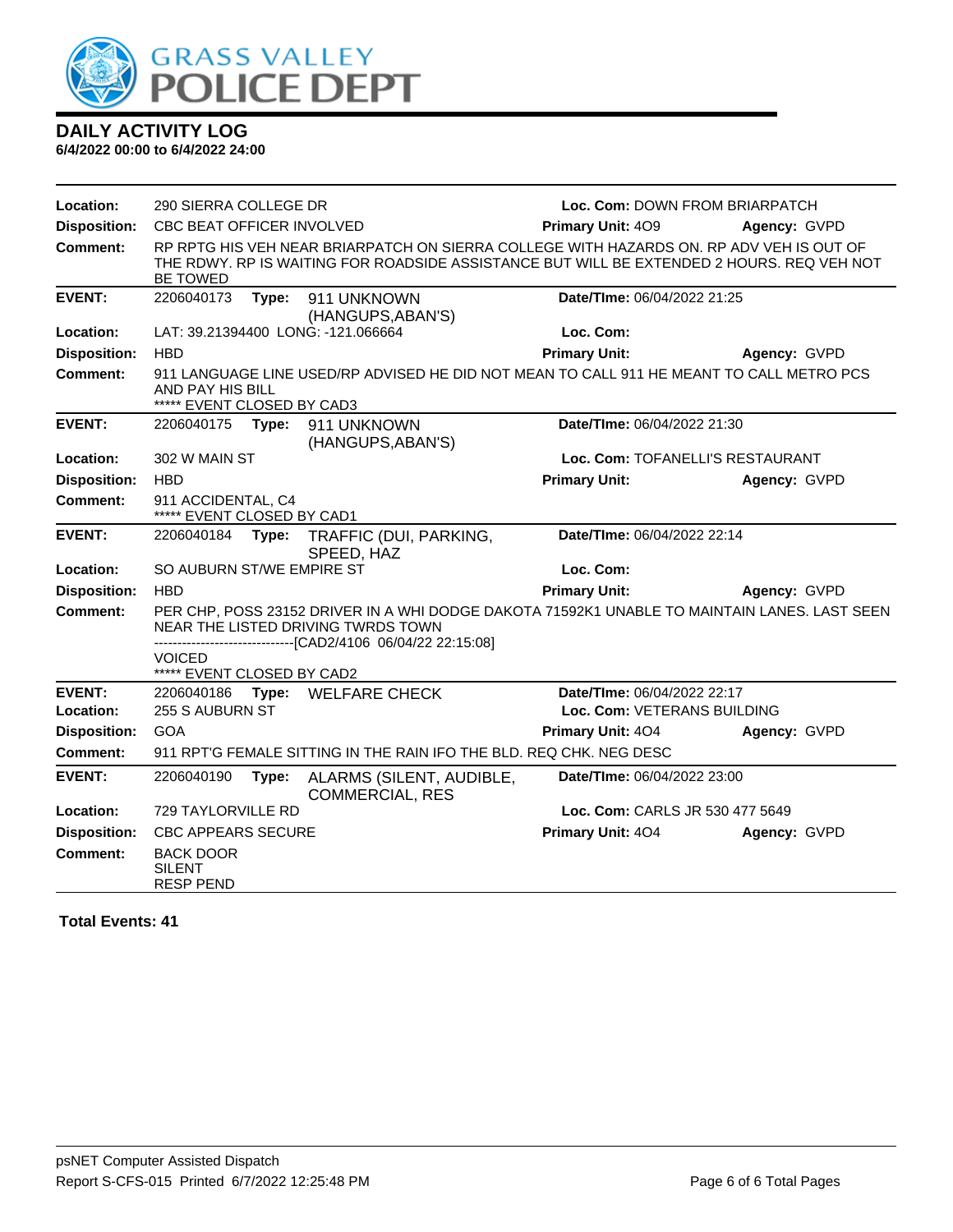# GRASS VALLEY POLICE DEPT

## DAILY ACTIVITY LOG

**6/4/2022 00:00 to 6/4/2022 24:00**

| | | | |
|---|---|---|---|
| **Location:** | 290 SIERRA COLLEGE DR | **Loc. Com:** DOWN FROM BRIARPATCH | |
| **Disposition:** | CBC BEAT OFFICER INVOLVED | **Primary Unit:** 4O9 | **Agency:** GVPD |
| **Comment:** | RP RPTG HIS VEH NEAR BRIARPATCH ON SIERRA COLLEGE WITH HAZARDS ON. RP ADV VEH IS OUT OF THE RDWY. RP IS WAITING FOR ROADSIDE ASSISTANCE BUT WILL BE EXTENDED 2 HOURS. REQ VEH NOT BE TOWED | | |

| | | | |
|---|---|---|---|
| **EVENT:** | 2206040173 **Type:** 911 UNKNOWN (HANGUPS,ABAN'S) | **Date/TIme:** 06/04/2022 21:25 | |
| **Location:** | LAT: 39.21394400 LONG: -121.066664 | **Loc. Com:** | |
| **Disposition:** | HBD | **Primary Unit:** | **Agency:** GVPD |
| **Comment:** | 911 LANGUAGE LINE USED/RP ADVISED HE DID NOT MEAN TO CALL 911 HE MEANT TO CALL METRO PCS AND PAY HIS BILL<br>***** EVENT CLOSED BY CAD3 | | |

| | | | |
|---|---|---|---|
| **EVENT:** | 2206040175 **Type:** 911 UNKNOWN (HANGUPS,ABAN'S) | **Date/TIme:** 06/04/2022 21:30 | |
| **Location:** | 302 W MAIN ST | **Loc. Com:** TOFANELLI'S RESTAURANT | |
| **Disposition:** | HBD | **Primary Unit:** | **Agency:** GVPD |
| **Comment:** | 911 ACCIDENTAL, C4<br>***** EVENT CLOSED BY CAD1 | | |

| | | | |
|---|---|---|---|
| **EVENT:** | 2206040184 **Type:** TRAFFIC (DUI, PARKING, SPEED, HAZ | **Date/TIme:** 06/04/2022 22:14 | |
| **Location:** | SO AUBURN ST/WE EMPIRE ST | **Loc. Com:** | |
| **Disposition:** | HBD | **Primary Unit:** | **Agency:** GVPD |
| **Comment:** | PER CHP, POSS 23152 DRIVER IN A WHI DODGE DAKOTA 71592K1 UNABLE TO MAINTAIN LANES. LAST SEEN NEAR THE LISTED DRIVING TWRDS TOWN<br>-------------------------------[CAD2/4106 06/04/22 22:15:08]<br>VOICED<br>***** EVENT CLOSED BY CAD2 | | |

| | | | |
|---|---|---|---|
| **EVENT:** | 2206040186 **Type:** WELFARE CHECK | **Date/TIme:** 06/04/2022 22:17 | |
| **Location:** | 255 S AUBURN ST | **Loc. Com:** VETERANS BUILDING | |
| **Disposition:** | GOA | **Primary Unit:** 4O4 | **Agency:** GVPD |
| **Comment:** | 911 RPT'G FEMALE SITTING IN THE RAIN IFO THE BLD. REQ CHK. NEG DESC | | |

| | | | |
|---|---|---|---|
| **EVENT:** | 2206040190 **Type:** ALARMS (SILENT, AUDIBLE, COMMERCIAL, RES | **Date/TIme:** 06/04/2022 23:00 | |
| **Location:** | 729 TAYLORVILLE RD | **Loc. Com:** CARLS JR 530 477 5649 | |
| **Disposition:** | CBC APPEARS SECURE | **Primary Unit:** 4O4 | **Agency:** GVPD |
| **Comment:** | BACK DOOR<br>SILENT<br>RESP PEND | | |

**Total Events: 41**

psNET Computer Assisted Dispatch
Report S-CFS-015 Printed 6/7/2022 12:25:48 PM